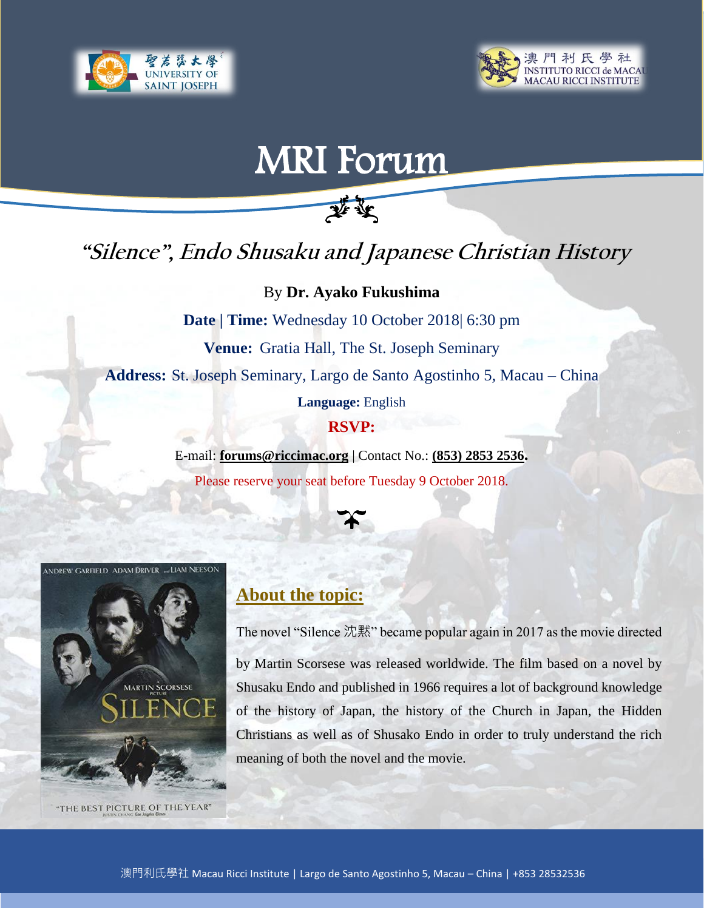聖若瑟大學 UNIVERSITY OF SAINT JOSEPH

澳門利氏學社 INSTITUTO RICCI de MACAU MACAU RICCI INSTITUTE

# MRI Forum

## *"Silence", Endo Shusaku and Japanese Christian History*

By **Dr. Ayako Fukushima**

**Date | Time:** Wednesday 10 October 2018| 6:30 pm

**Venue:** Gratia Hall, The St. Joseph Seminary

**Address:** St. Joseph Seminary, Largo de Santo Agostinho 5, Macau – China

**Language:** English

**RSVP:**

E-mail: **forums@riccimac.org** | Contact No.: **(853) 2853 2536.**

Please reserve your seat before Tuesday 9 October 2018.

## About the topic:

The novel "Silence 沈黙" became popular again in 2017 as the movie directed by Martin Scorsese was released worldwide. The film based on a novel by Shusaku Endo and published in 1966 requires a lot of background knowledge of the history of Japan, the history of the Church in Japan, the Hidden Christians as well as of Shusako Endo in order to truly understand the rich meaning of both the novel and the movie.

澳門利氏學社 Macau Ricci Institute | Largo de Santo Agostinho 5, Macau – China | +853 28532536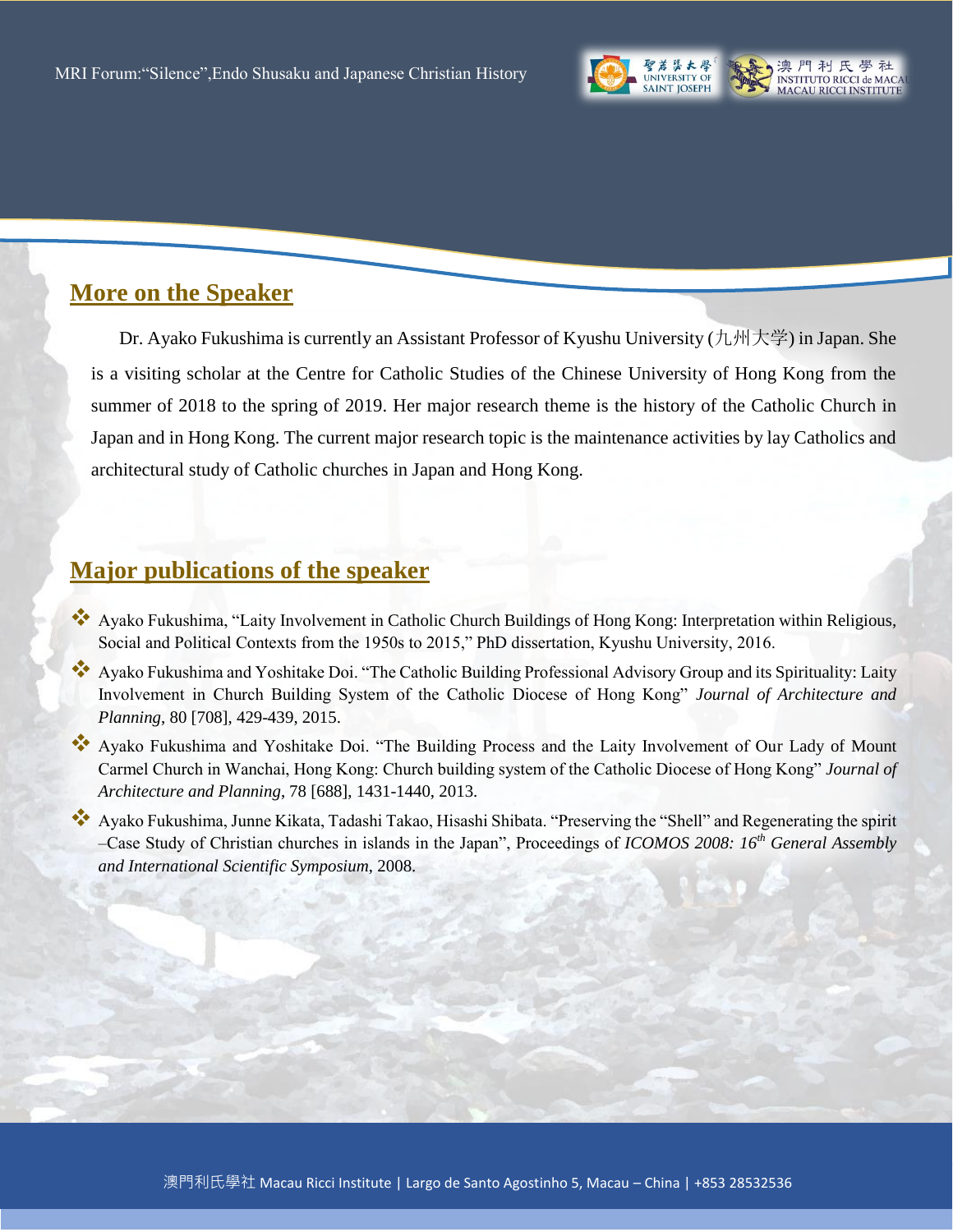## More on the Speaker

Dr. Ayako Fukushima is currently an Assistant Professor of Kyushu University (九州大学) in Japan. She is a visiting scholar at the Centre for Catholic Studies of the Chinese University of Hong Kong from the summer of 2018 to the spring of 2019. Her major research theme is the history of the Catholic Church in Japan and in Hong Kong. The current major research topic is the maintenance activities by lay Catholics and architectural study of Catholic churches in Japan and Hong Kong.

## Major publications of the speaker

- Ayako Fukushima, "Laity Involvement in Catholic Church Buildings of Hong Kong: Interpretation within Religious, Social and Political Contexts from the 1950s to 2015," PhD dissertation, Kyushu University, 2016.
- Ayako Fukushima and Yoshitake Doi. "The Catholic Building Professional Advisory Group and its Spirituality: Laity Involvement in Church Building System of the Catholic Diocese of Hong Kong" *Journal of Architecture and Planning*, 80 [708], 429-439, 2015.
- Ayako Fukushima and Yoshitake Doi. "The Building Process and the Laity Involvement of Our Lady of Mount Carmel Church in Wanchai, Hong Kong: Church building system of the Catholic Diocese of Hong Kong" *Journal of Architecture and Planning*, 78 [688], 1431-1440, 2013.
- Ayako Fukushima, Junne Kikata, Tadashi Takao, Hisashi Shibata. "Preserving the "Shell" and Regenerating the spirit –Case Study of Christian churches in islands in the Japan", Proceedings of *ICOMOS 2008: 16th General Assembly and International Scientific Symposium*, 2008.